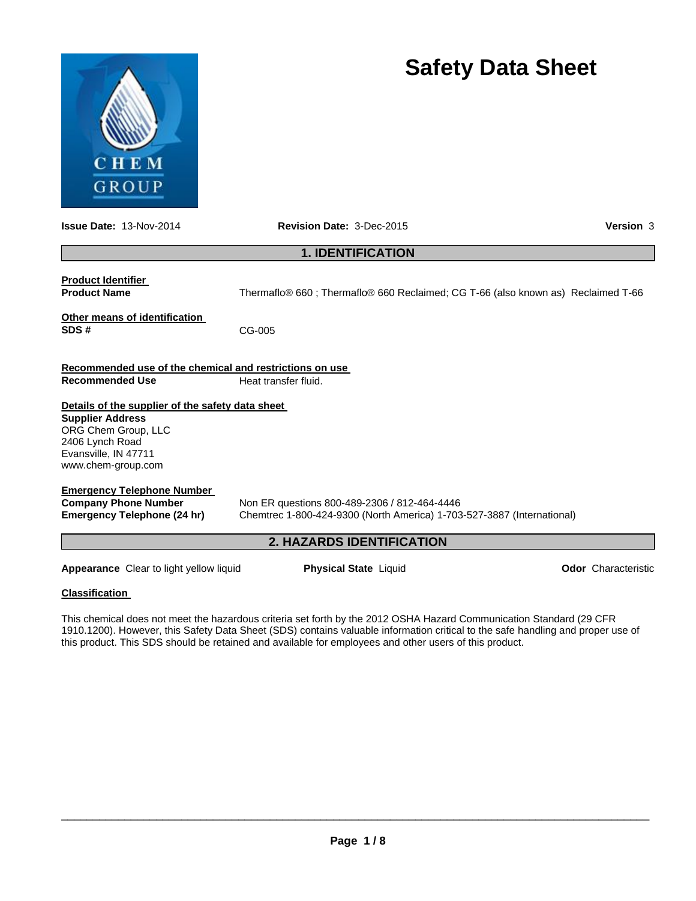# Safety Data Sheet

**Issue Date:** 13-Nov-2014 **Revision Date:** 3-Dec-2015 **Version** 3

## 1. IDENTIFICATION

**Product Identifier**

**Product Name** Thermaflo® 660 ; Thermaflo® 660 Reclaimed; CG T-66 (also known as) Reclaimed T-66

**Other means of identification**

**SDS #** CG-005

**Recommended use of the chemical and restrictions on use**

**Recommended Use** Heat transfer fluid.

**Details of the supplier of the safety data sheet**

**Supplier Address**
ORG Chem Group, LLC
2406 Lynch Road
Evansville, IN 47711
www.chem-group.com

**Emergency Telephone Number**

**Company Phone Number** Non ER questions 800-489-2306 / 812-464-4446

**Emergency Telephone (24 hr)** Chemtrec 1-800-424-9300 (North America) 1-703-527-3887 (International)

## 2. HAZARDS IDENTIFICATION

**Appearance** Clear to light yellow liquid **Physical State** Liquid **Odor** Characteristic

**Classification**

This chemical does not meet the hazardous criteria set forth by the 2012 OSHA Hazard Communication Standard (29 CFR 1910.1200). However, this Safety Data Sheet (SDS) contains valuable information critical to the safe handling and proper use of this product. This SDS should be retained and available for employees and other users of this product.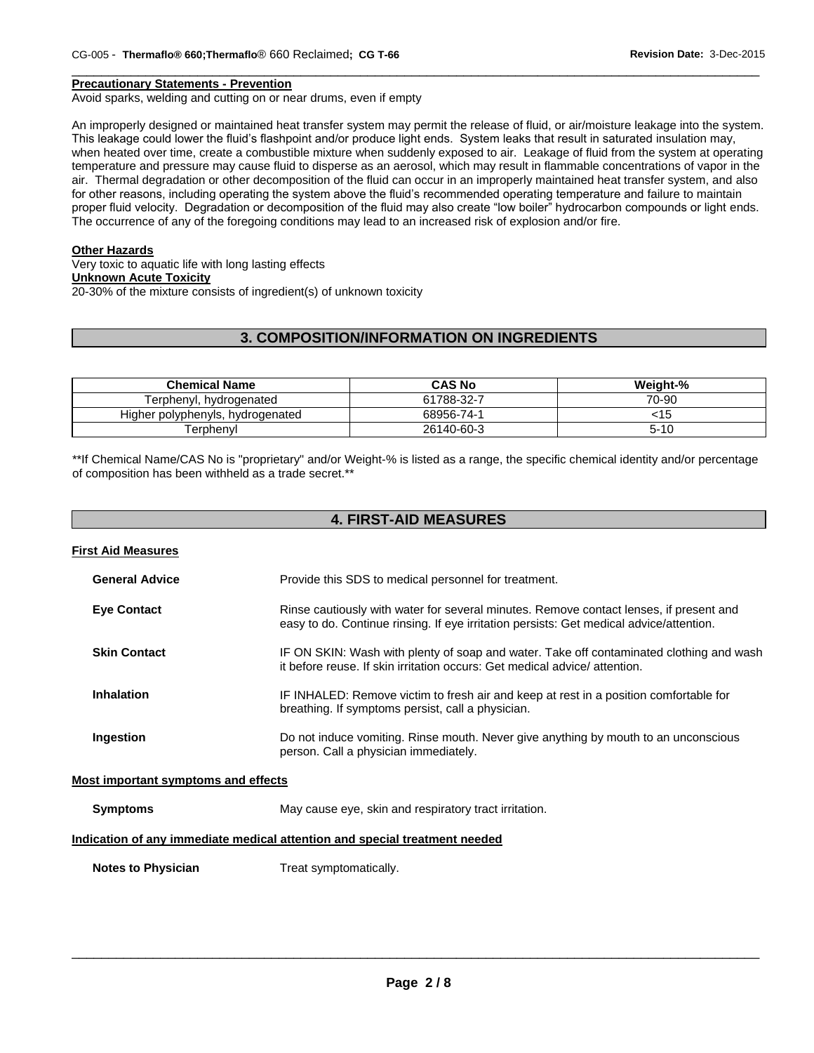**Precautionary Statements - Prevention**

Avoid sparks, welding and cutting on or near drums, even if empty

An improperly designed or maintained heat transfer system may permit the release of fluid, or air/moisture leakage into the system. This leakage could lower the fluid's flashpoint and/or produce light ends. System leaks that result in saturated insulation may, when heated over time, create a combustible mixture when suddenly exposed to air. Leakage of fluid from the system at operating temperature and pressure may cause fluid to disperse as an aerosol, which may result in flammable concentrations of vapor in the air. Thermal degradation or other decomposition of the fluid can occur in an improperly maintained heat transfer system, and also for other reasons, including operating the system above the fluid's recommended operating temperature and failure to maintain proper fluid velocity. Degradation or decomposition of the fluid may also create "low boiler" hydrocarbon compounds or light ends. The occurrence of any of the foregoing conditions may lead to an increased risk of explosion and/or fire.

**Other Hazards**

Very toxic to aquatic life with long lasting effects

**Unknown Acute Toxicity**

20-30% of the mixture consists of ingredient(s) of unknown toxicity

## 3. COMPOSITION/INFORMATION ON INGREDIENTS

| Chemical Name | CAS No | Weight-% |
|---|---|---|
| Terphenyl, hydrogenated | 61788-32-7 | 70-90 |
| Higher polyphenyls, hydrogenated | 68956-74-1 | <15 |
| Terphenyl | 26140-60-3 | 5-10 |

**If Chemical Name/CAS No is "proprietary" and/or Weight-% is listed as a range, the specific chemical identity and/or percentage of composition has been withheld as a trade secret.**

## 4. FIRST-AID MEASURES

**First Aid Measures**

**General Advice** Provide this SDS to medical personnel for treatment.

**Eye Contact** Rinse cautiously with water for several minutes. Remove contact lenses, if present and easy to do. Continue rinsing. If eye irritation persists: Get medical advice/attention.

**Skin Contact** IF ON SKIN: Wash with plenty of soap and water. Take off contaminated clothing and wash it before reuse. If skin irritation occurs: Get medical advice/ attention.

**Inhalation** IF INHALED: Remove victim to fresh air and keep at rest in a position comfortable for breathing. If symptoms persist, call a physician.

**Ingestion** Do not induce vomiting. Rinse mouth. Never give anything by mouth to an unconscious person. Call a physician immediately.

**Most important symptoms and effects**

**Symptoms** May cause eye, skin and respiratory tract irritation.

**Indication of any immediate medical attention and special treatment needed**

**Notes to Physician** Treat symptomatically.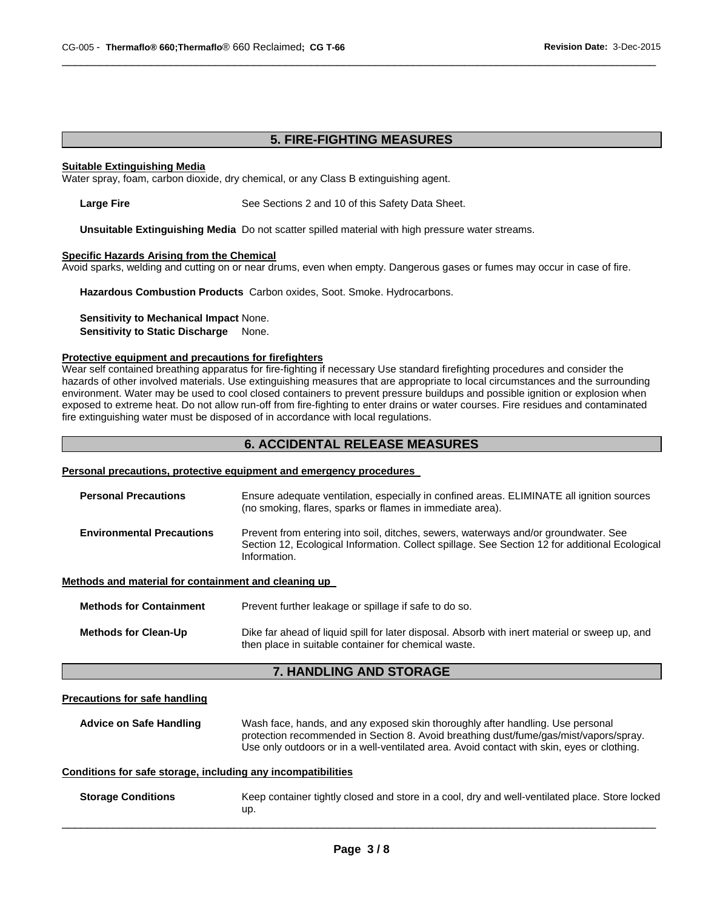## 5. FIRE-FIGHTING MEASURES

**Suitable Extinguishing Media**

Water spray, foam, carbon dioxide, dry chemical, or any Class B extinguishing agent.

**Large Fire** See Sections 2 and 10 of this Safety Data Sheet.

**Unsuitable Extinguishing Media** Do not scatter spilled material with high pressure water streams.

**Specific Hazards Arising from the Chemical**

Avoid sparks, welding and cutting on or near drums, even when empty. Dangerous gases or fumes may occur in case of fire.

**Hazardous Combustion Products** Carbon oxides, Soot. Smoke. Hydrocarbons.

**Sensitivity to Mechanical Impact** None.
**Sensitivity to Static Discharge** None.

**Protective equipment and precautions for firefighters**

Wear self contained breathing apparatus for fire-fighting if necessary Use standard firefighting procedures and consider the hazards of other involved materials. Use extinguishing measures that are appropriate to local circumstances and the surrounding environment. Water may be used to cool closed containers to prevent pressure buildups and possible ignition or explosion when exposed to extreme heat. Do not allow run-off from fire-fighting to enter drains or water courses. Fire residues and contaminated fire extinguishing water must be disposed of in accordance with local regulations.

## 6. ACCIDENTAL RELEASE MEASURES

**Personal precautions, protective equipment and emergency procedures**

**Personal Precautions** Ensure adequate ventilation, especially in confined areas. ELIMINATE all ignition sources (no smoking, flares, sparks or flames in immediate area).

**Environmental Precautions** Prevent from entering into soil, ditches, sewers, waterways and/or groundwater. See Section 12, Ecological Information. Collect spillage. See Section 12 for additional Ecological Information.

**Methods and material for containment and cleaning up**

**Methods for Containment** Prevent further leakage or spillage if safe to do so.

**Methods for Clean-Up** Dike far ahead of liquid spill for later disposal. Absorb with inert material or sweep up, and then place in suitable container for chemical waste.

## 7. HANDLING AND STORAGE

**Precautions for safe handling**

**Advice on Safe Handling** Wash face, hands, and any exposed skin thoroughly after handling. Use personal protection recommended in Section 8. Avoid breathing dust/fume/gas/mist/vapors/spray. Use only outdoors or in a well-ventilated area. Avoid contact with skin, eyes or clothing.

**Conditions for safe storage, including any incompatibilities**

**Storage Conditions** Keep container tightly closed and store in a cool, dry and well-ventilated place. Store locked up.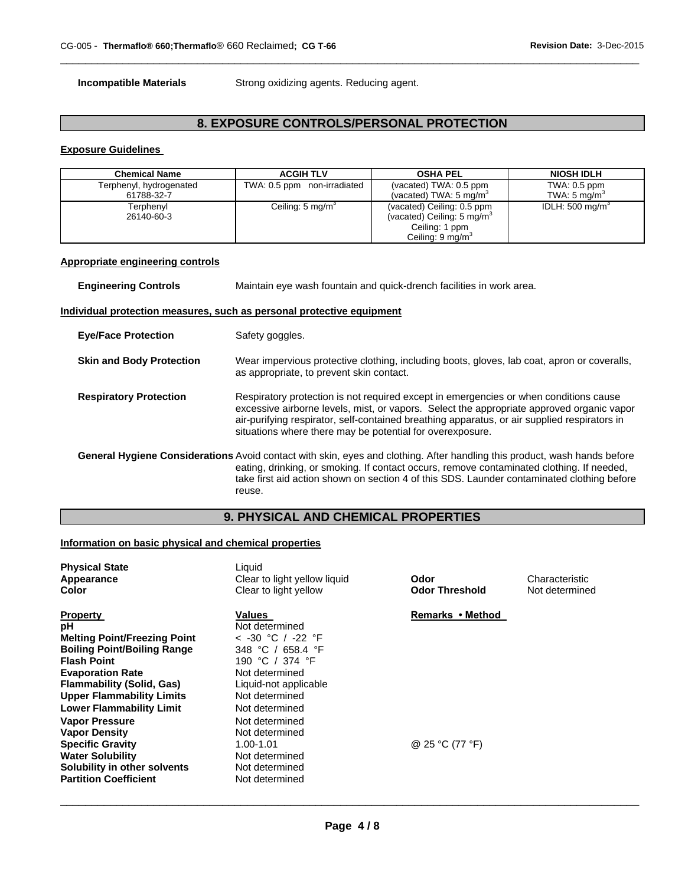**Incompatible Materials** Strong oxidizing agents. Reducing agent.

## 8. EXPOSURE CONTROLS/PERSONAL PROTECTION

### Exposure Guidelines

| Chemical Name | ACGIH TLV | OSHA PEL | NIOSH IDLH |
|---|---|---|---|
| Terphenyl, hydrogenated 61788-32-7 | TWA: 0.5 ppm non-irradiated | (vacated) TWA: 0.5 ppm (vacated) TWA: 5 mg/m$^3$ | TWA: 0.5 ppm TWA: 5 mg/m$^3$ |
| Terphenyl 26140-60-3 | Ceiling: 5 mg/m$^3$ | (vacated) Ceiling: 0.5 ppm (vacated) Ceiling: 5 mg/m$^3$ Ceiling: 1 ppm Ceiling: 9 mg/m$^3$ | IDLH: 500 mg/m$^3$ |

### Appropriate engineering controls

**Engineering Controls** Maintain eye wash fountain and quick-drench facilities in work area.

### Individual protection measures, such as personal protective equipment

**Eye/Face Protection** Safety goggles.

**Skin and Body Protection** Wear impervious protective clothing, including boots, gloves, lab coat, apron or coveralls, as appropriate, to prevent skin contact.

**Respiratory Protection** Respiratory protection is not required except in emergencies or when conditions cause excessive airborne levels, mist, or vapors. Select the appropriate approved organic vapor air-purifying respirator, self-contained breathing apparatus, or air supplied respirators in situations where there may be potential for overexposure.

**General Hygiene Considerations** Avoid contact with skin, eyes and clothing. After handling this product, wash hands before eating, drinking, or smoking. If contact occurs, remove contaminated clothing. If needed, take first aid action shown on section 4 of this SDS. Launder contaminated clothing before reuse.

## 9. PHYSICAL AND CHEMICAL PROPERTIES

### Information on basic physical and chemical properties

| | | | |
|---|---|---|---|
| **Physical State** | Liquid | | |
| **Appearance** | Clear to light yellow liquid | **Odor** | Characteristic |
| **Color** | Clear to light yellow | **Odor Threshold** | Not determined |

| **Property** | **Values** | **Remarks • Method** |
|---|---|---|
| **pH** | Not determined | |
| **Melting Point/Freezing Point** | < -30 °C / -22 °F | |
| **Boiling Point/Boiling Range** | 348 °C / 658.4 °F | |
| **Flash Point** | 190 °C / 374 °F | |
| **Evaporation Rate** | Not determined | |
| **Flammability (Solid, Gas)** | Liquid-not applicable | |
| **Upper Flammability Limits** | Not determined | |
| **Lower Flammability Limit** | Not determined | |
| **Vapor Pressure** | Not determined | |
| **Vapor Density** | Not determined | |
| **Specific Gravity** | 1.00-1.01 | @ 25 °C (77 °F) |
| **Water Solubility** | Not determined | |
| **Solubility in other solvents** | Not determined | |
| **Partition Coefficient** | Not determined | |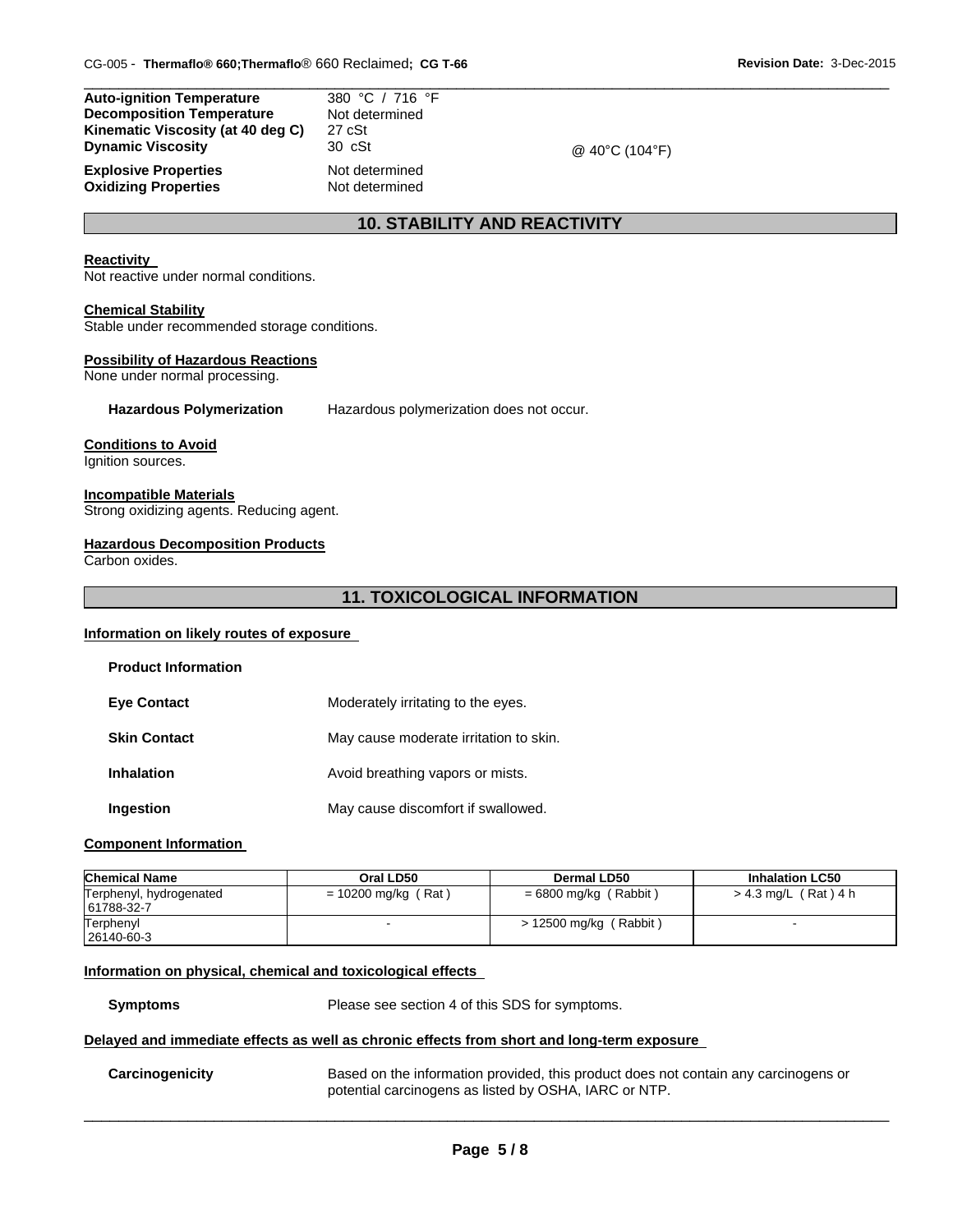| | | |
|---|---|---|
| **Auto-ignition Temperature** | 380 °C / 716 °F | |
| **Decomposition Temperature** | Not determined | |
| **Kinematic Viscosity (at 40 deg C)** | 27 cSt | |
| **Dynamic Viscosity** | 30 cSt | @ 40°C (104°F) |
| **Explosive Properties** | Not determined | |
| **Oxidizing Properties** | Not determined | |

## 10. STABILITY AND REACTIVITY

**Reactivity**
Not reactive under normal conditions.

**Chemical Stability**
Stable under recommended storage conditions.

**Possibility of Hazardous Reactions**
None under normal processing.

**Hazardous Polymerization** Hazardous polymerization does not occur.

**Conditions to Avoid**
Ignition sources.

**Incompatible Materials**
Strong oxidizing agents. Reducing agent.

**Hazardous Decomposition Products**
Carbon oxides.

## 11. TOXICOLOGICAL INFORMATION

**Information on likely routes of exposure**

**Product Information**

**Eye Contact** Moderately irritating to the eyes.

**Skin Contact** May cause moderate irritation to skin.

**Inhalation** Avoid breathing vapors or mists.

**Ingestion** May cause discomfort if swallowed.

**Component Information**

| Chemical Name | Oral LD50 | Dermal LD50 | Inhalation LC50 |
|---|---|---|---|
| Terphenyl, hydrogenated 61788-32-7 | = 10200 mg/kg ( Rat ) | = 6800 mg/kg ( Rabbit ) | > 4.3 mg/L ( Rat ) 4 h |
| Terphenyl 26140-60-3 | - | > 12500 mg/kg ( Rabbit ) | - |

**Information on physical, chemical and toxicological effects**

**Symptoms** Please see section 4 of this SDS for symptoms.

**Delayed and immediate effects as well as chronic effects from short and long-term exposure**

**Carcinogenicity** Based on the information provided, this product does not contain any carcinogens or potential carcinogens as listed by OSHA, IARC or NTP.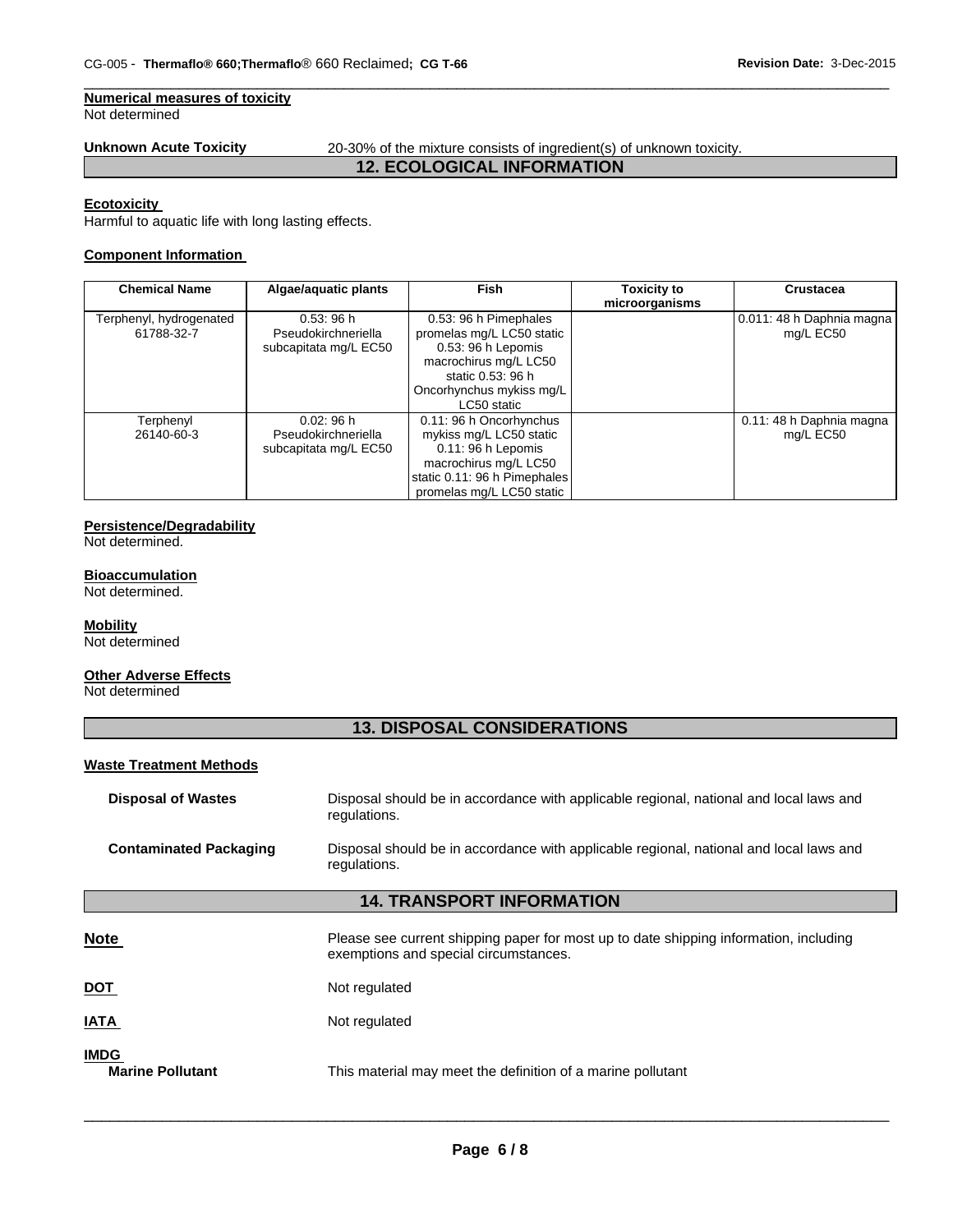**Numerical measures of toxicity**
Not determined

**Unknown Acute Toxicity** 20-30% of the mixture consists of ingredient(s) of unknown toxicity.

## 12. ECOLOGICAL INFORMATION

**Ecotoxicity**
Harmful to aquatic life with long lasting effects.

**Component Information**

| Chemical Name | Algae/aquatic plants | Fish | Toxicity to microorganisms | Crustacea |
|---|---|---|---|---|
| Terphenyl, hydrogenated 61788-32-7 | 0.53: 96 h Pseudokirchneriella subcapitata mg/L EC50 | 0.53: 96 h Pimephales promelas mg/L LC50 static 0.53: 96 h Lepomis macrochirus mg/L LC50 static 0.53: 96 h Oncorhynchus mykiss mg/L LC50 static | | 0.011: 48 h Daphnia magna mg/L EC50 |
| Terphenyl 26140-60-3 | 0.02: 96 h Pseudokirchneriella subcapitata mg/L EC50 | 0.11: 96 h Oncorhynchus mykiss mg/L LC50 static 0.11: 96 h Lepomis macrochirus mg/L LC50 static 0.11: 96 h Pimephales promelas mg/L LC50 static | | 0.11: 48 h Daphnia magna mg/L EC50 |

**Persistence/Degradability**
Not determined.

**Bioaccumulation**
Not determined.

**Mobility**
Not determined

**Other Adverse Effects**
Not determined

## 13. DISPOSAL CONSIDERATIONS

**Waste Treatment Methods**

**Disposal of Wastes** Disposal should be in accordance with applicable regional, national and local laws and regulations.

**Contaminated Packaging** Disposal should be in accordance with applicable regional, national and local laws and regulations.

## 14. TRANSPORT INFORMATION

**Note** Please see current shipping paper for most up to date shipping information, including exemptions and special circumstances.

**DOT** Not regulated

**IATA** Not regulated

**IMDG**
**Marine Pollutant** This material may meet the definition of a marine pollutant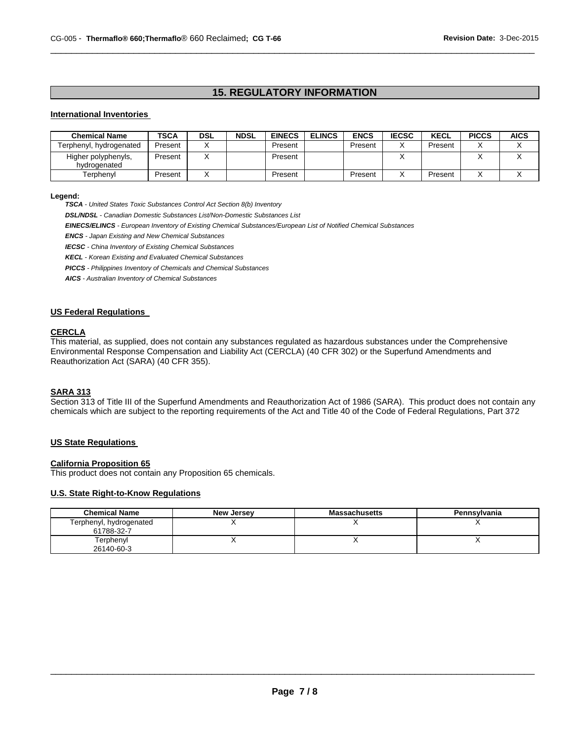## 15. REGULATORY INFORMATION

### International Inventories

| Chemical Name | TSCA | DSL | NDSL | EINECS | ELINCS | ENCS | IECSC | KECL | PICCS | AICS |
|---|---|---|---|---|---|---|---|---|---|---|
| Terphenyl, hydrogenated | Present | X | | Present | | Present | X | Present | X | X |
| Higher polyphenyls, hydrogenated | Present | X | | Present | | | X | | X | X |
| Terphenyl | Present | X | | Present | | Present | X | Present | X | X |

**Legend:**

***TSCA*** *- United States Toxic Substances Control Act Section 8(b) Inventory*

***DSL/NDSL*** *- Canadian Domestic Substances List/Non-Domestic Substances List*

***EINECS/ELINCS*** *- European Inventory of Existing Chemical Substances/European List of Notified Chemical Substances*

***ENCS*** *- Japan Existing and New Chemical Substances*

***IECSC*** *- China Inventory of Existing Chemical Substances*

***KECL*** *- Korean Existing and Evaluated Chemical Substances*

***PICCS*** *- Philippines Inventory of Chemicals and Chemical Substances*

***AICS*** *- Australian Inventory of Chemical Substances*

### US Federal Regulations

#### CERCLA

This material, as supplied, does not contain any substances regulated as hazardous substances under the Comprehensive Environmental Response Compensation and Liability Act (CERCLA) (40 CFR 302) or the Superfund Amendments and Reauthorization Act (SARA) (40 CFR 355).

#### SARA 313

Section 313 of Title III of the Superfund Amendments and Reauthorization Act of 1986 (SARA). This product does not contain any chemicals which are subject to the reporting requirements of the Act and Title 40 of the Code of Federal Regulations, Part 372

### US State Regulations

#### California Proposition 65

This product does not contain any Proposition 65 chemicals.

#### U.S. State Right-to-Know Regulations

| Chemical Name | New Jersey | Massachusetts | Pennsylvania |
|---|---|---|---|
| Terphenyl, hydrogenated 61788-32-7 | X | X | X |
| Terphenyl 26140-60-3 | X | X | X |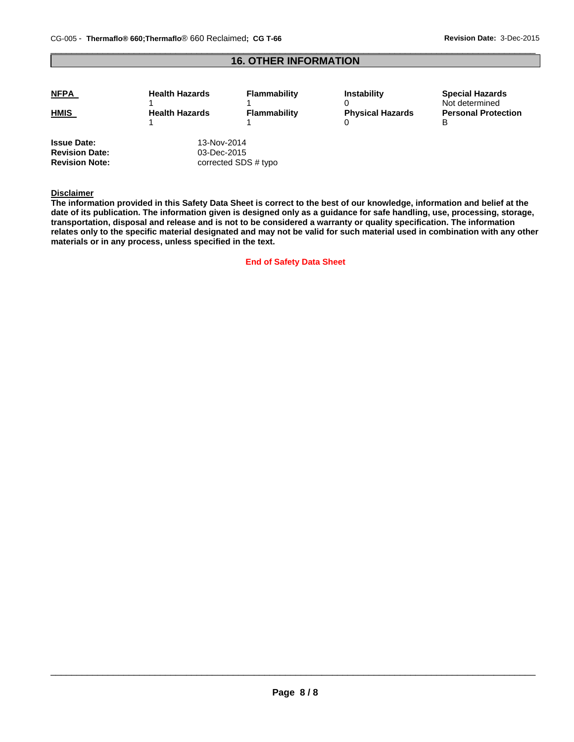## 16. OTHER INFORMATION

| | | | | |
|---|---|---|---|---|
| **NFPA** | **Health Hazards** 1 | **Flammability** 1 | **Instability** 0 | **Special Hazards** Not determined |
| **HMIS** | **Health Hazards** 1 | **Flammability** 1 | **Physical Hazards** 0 | **Personal Protection** B |

**Issue Date:** 13-Nov-2014
**Revision Date:** 03-Dec-2015
**Revision Note:** corrected SDS # typo

**Disclaimer**

**The information provided in this Safety Data Sheet is correct to the best of our knowledge, information and belief at the date of its publication. The information given is designed only as a guidance for safe handling, use, processing, storage, transportation, disposal and release and is not to be considered a warranty or quality specification. The information relates only to the specific material designated and may not be valid for such material used in combination with any other materials or in any process, unless specified in the text.**

**End of Safety Data Sheet**